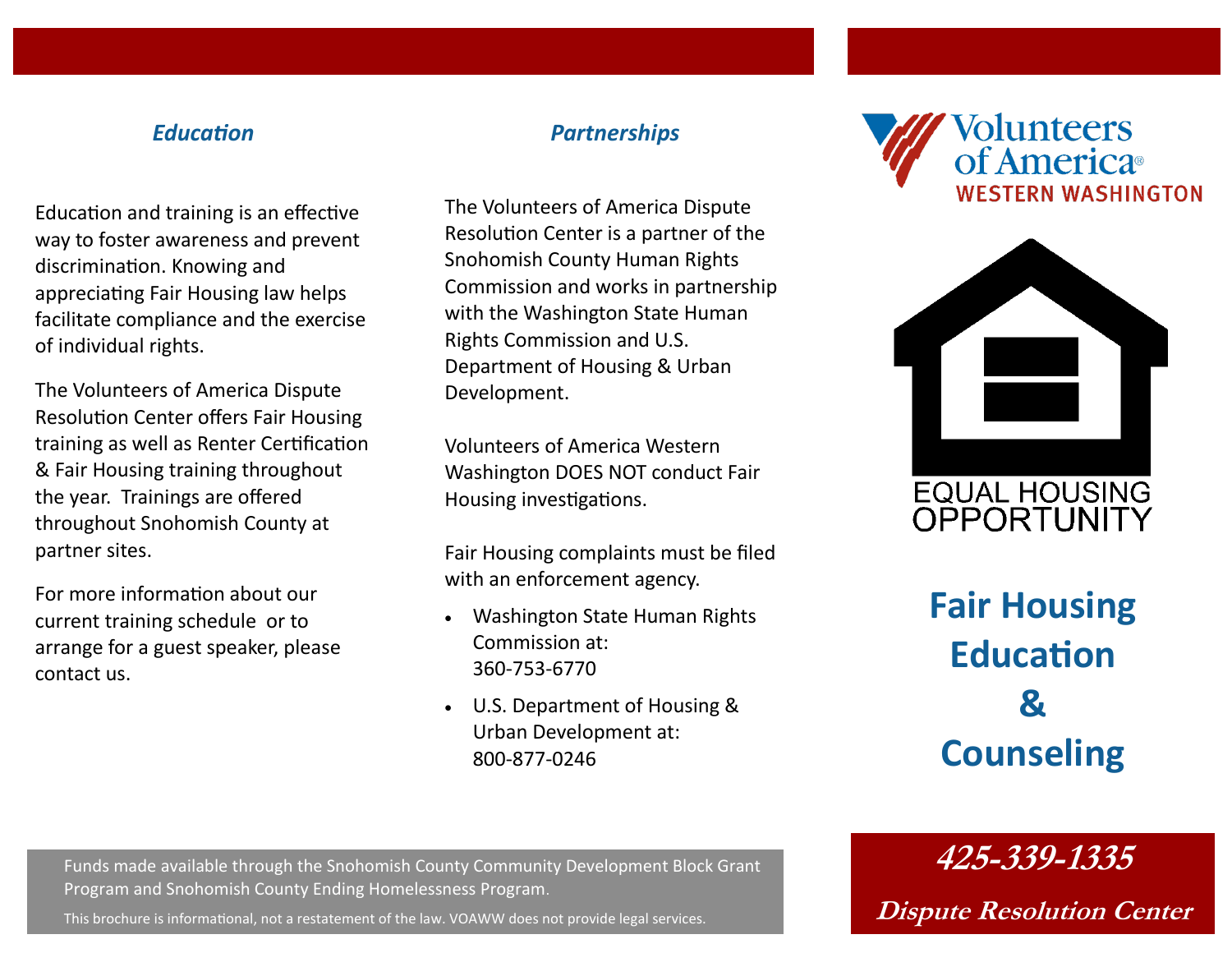## Education

Education and training is an effective way to foster awareness and prevent discrimination. Knowing and appreciating Fair Housing law helps facilitate compliance and the exercise of individual rights.

The Volunteers of America Dispute Resolution Center offers Fair Housing training as well as Renter Certification & Fair Housing training throughout the year. Trainings are offered throughout Snohomish County at partner sites.

For more information about our current training schedule or to arrange for a guest speaker, please contact us.

## Partnerships

The Volunteers of America Dispute Resolution Center is a partner of the Snohomish County Human Rights Commission and works in partnership with the Washington State Human Rights Commission and U.S. Department of Housing & Urban Development.

Volunteers of America Western Washington DOES NOT conduct Fair Housing investigations.

Fair Housing complaints must be filed with an enforcement agency.

- Washington State Human Rights Commission at: 360-753-6770
- U.S. Department of Housing & Urban Development at: 800-877-0246

Funds made available through the Snohomish County Community Development Block Grant Program and Snohomish County Ending Homelessness Program.

This brochure is informational, not a restatement of the law. VOAWW does not provide legal services.

Volunteers of America
WESTERN WASHINGTON

EQUAL HOUSING OPPORTUNITY

# Fair Housing Education & Counseling

***425-339-1335***

***Dispute Resolution Center***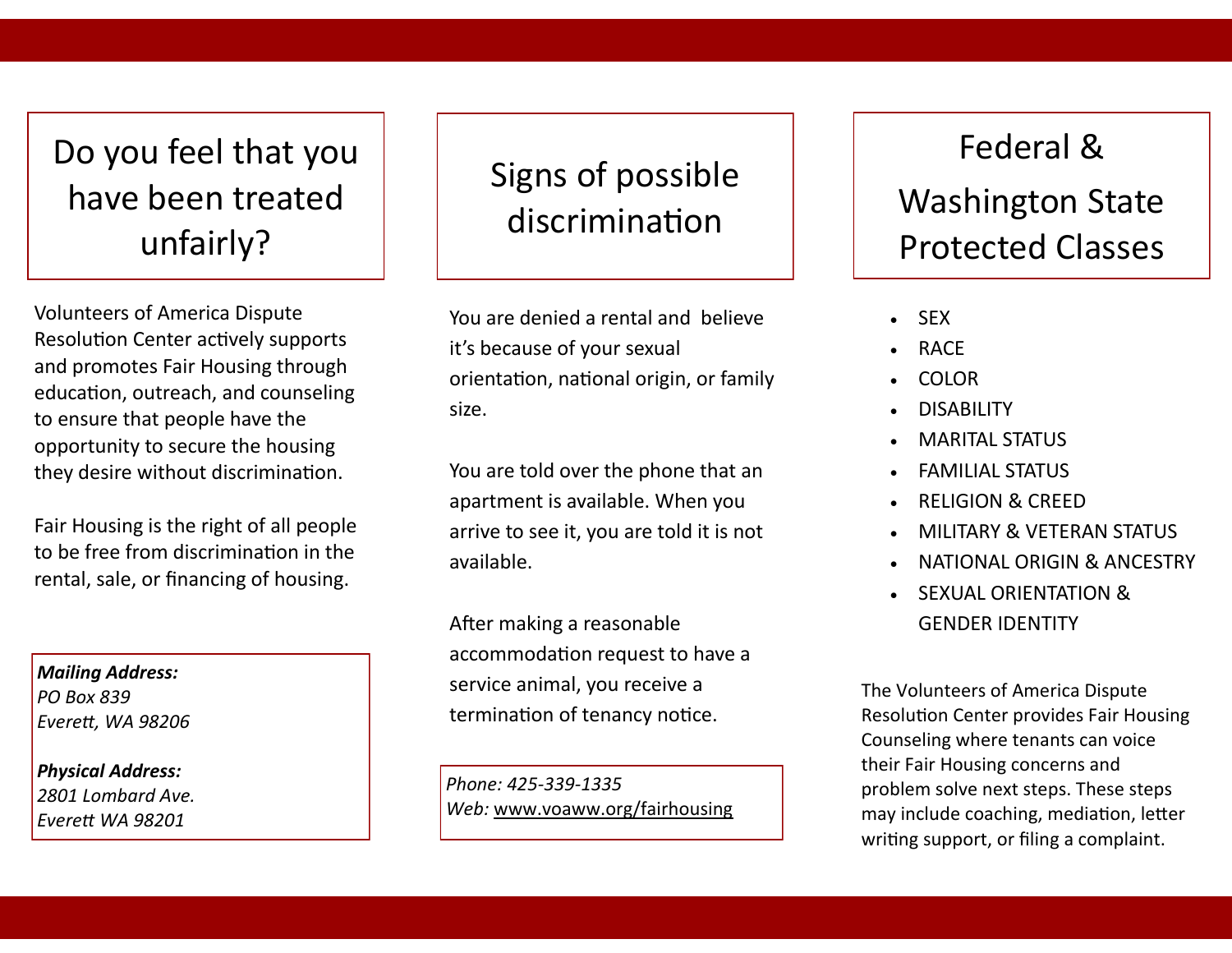## Do you feel that you have been treated unfairly?

Volunteers of America Dispute Resolution Center actively supports and promotes Fair Housing through education, outreach, and counseling to ensure that people have the opportunity to secure the housing they desire without discrimination.

Fair Housing is the right of all people to be free from discrimination in the rental, sale, or financing of housing.

***Mailing Address:***
*PO Box 839*
*Everett, WA 98206*

***Physical Address:***
*2801 Lombard Ave.*
*Everett WA 98201*

## Signs of possible discrimination

You are denied a rental and believe it's because of your sexual orientation, national origin, or family size.

You are told over the phone that an apartment is available. When you arrive to see it, you are told it is not available.

After making a reasonable accommodation request to have a service animal, you receive a termination of tenancy notice.

*Phone: 425-339-1335*
*Web:* www.voaww.org/fairhousing

## Federal & Washington State Protected Classes

- SEX
- RACE
- COLOR
- DISABILITY
- MARITAL STATUS
- FAMILIAL STATUS
- RELIGION & CREED
- MILITARY & VETERAN STATUS
- NATIONAL ORIGIN & ANCESTRY
- SEXUAL ORIENTATION & GENDER IDENTITY

The Volunteers of America Dispute Resolution Center provides Fair Housing Counseling where tenants can voice their Fair Housing concerns and problem solve next steps. These steps may include coaching, mediation, letter writing support, or filing a complaint.